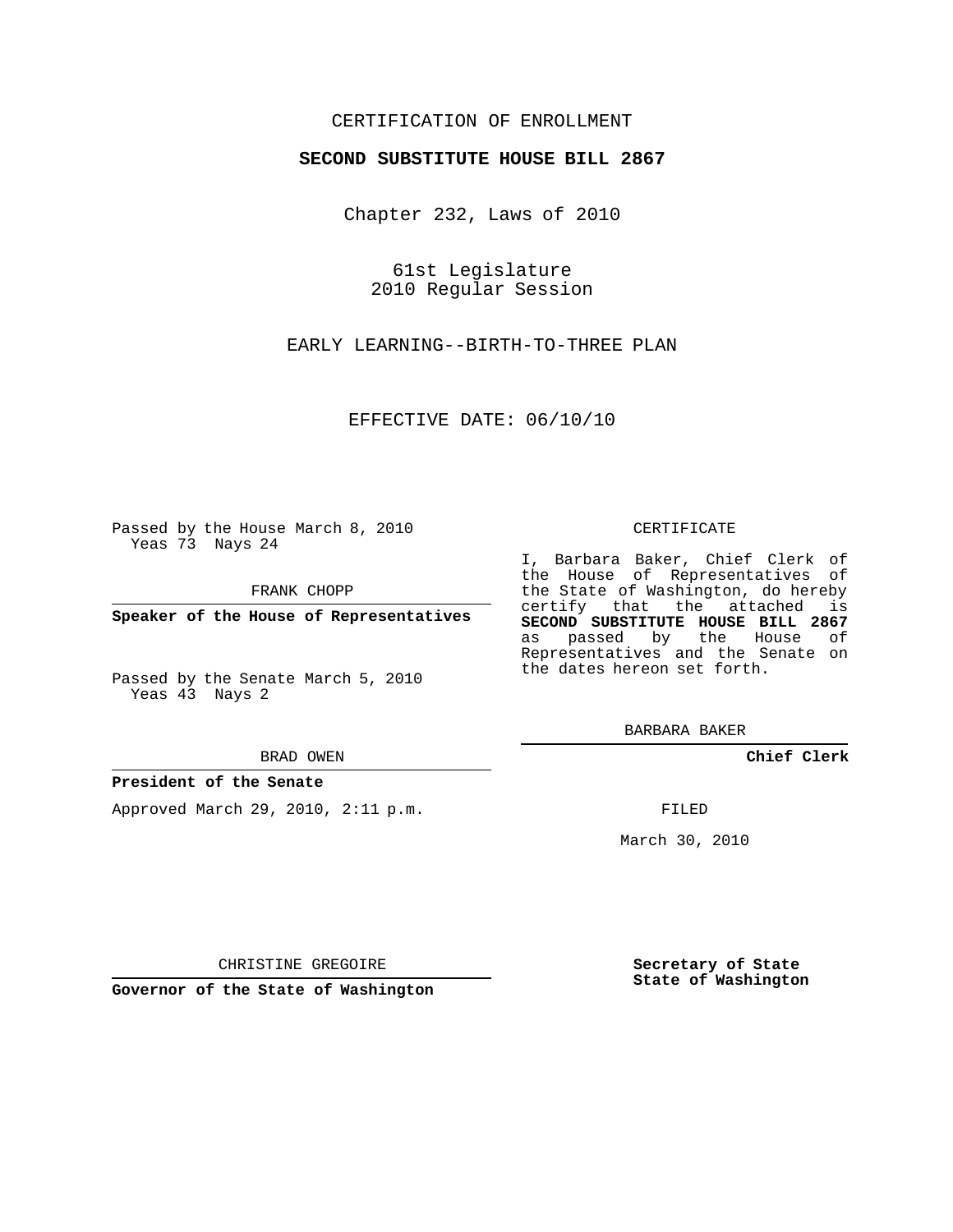CERTIFICATION OF ENROLLMENT

**SECOND SUBSTITUTE HOUSE BILL 2867**

Chapter 232, Laws of 2010

61st Legislature
2010 Regular Session

EARLY LEARNING--BIRTH-TO-THREE PLAN

EFFECTIVE DATE: 06/10/10

Passed by the House March 8, 2010
Yeas 73 Nays 24

FRANK CHOPP

**Speaker of the House of Representatives**

Passed by the Senate March 5, 2010
Yeas 43 Nays 2

BRAD OWEN

**President of the Senate**

Approved March 29, 2010, 2:11 p.m.

CHRISTINE GREGOIRE

**Governor of the State of Washington**

CERTIFICATE

I, Barbara Baker, Chief Clerk of the House of Representatives of the State of Washington, do hereby certify that the attached is **SECOND SUBSTITUTE HOUSE BILL 2867** as passed by the House of Representatives and the Senate on the dates hereon set forth.

BARBARA BAKER

**Chief Clerk**

FILED

March 30, 2010

**Secretary of State**
**State of Washington**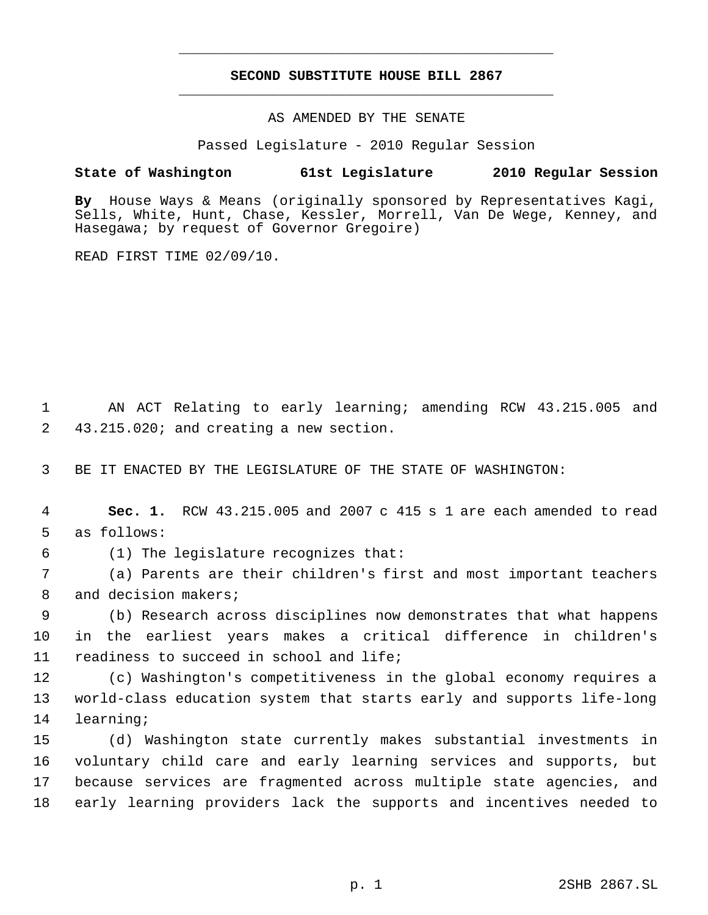# SECOND SUBSTITUTE HOUSE BILL 2867

AS AMENDED BY THE SENATE

Passed Legislature - 2010 Regular Session

**State of Washington 61st Legislature 2010 Regular Session**

**By** House Ways & Means (originally sponsored by Representatives Kagi, Sells, White, Hunt, Chase, Kessler, Morrell, Van De Wege, Kenney, and Hasegawa; by request of Governor Gregoire)

READ FIRST TIME 02/09/10.

AN ACT Relating to early learning; amending RCW 43.215.005 and 43.215.020; and creating a new section.

BE IT ENACTED BY THE LEGISLATURE OF THE STATE OF WASHINGTON:

**Sec. 1.** RCW 43.215.005 and 2007 c 415 s 1 are each amended to read as follows:

(1) The legislature recognizes that:

(a) Parents are their children's first and most important teachers and decision makers;

(b) Research across disciplines now demonstrates that what happens in the earliest years makes a critical difference in children's readiness to succeed in school and life;

(c) Washington's competitiveness in the global economy requires a world-class education system that starts early and supports life-long learning;

(d) Washington state currently makes substantial investments in voluntary child care and early learning services and supports, but because services are fragmented across multiple state agencies, and early learning providers lack the supports and incentives needed to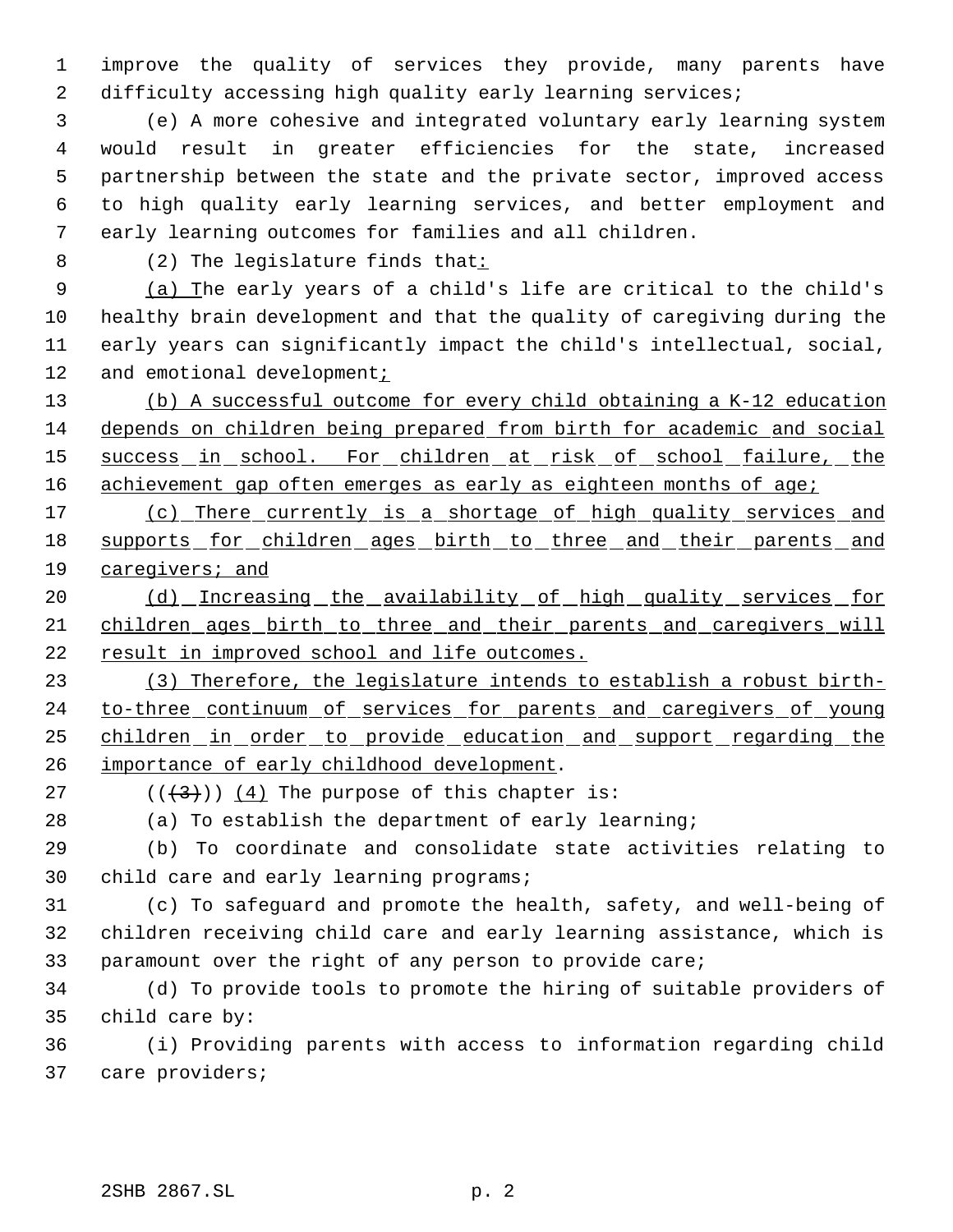improve the quality of services they provide, many parents have difficulty accessing high quality early learning services;

(e) A more cohesive and integrated voluntary early learning system would result in greater efficiencies for the state, increased partnership between the state and the private sector, improved access to high quality early learning services, and better employment and early learning outcomes for families and all children.

(2) The legislature finds that:

(a) The early years of a child's life are critical to the child's healthy brain development and that the quality of caregiving during the early years can significantly impact the child's intellectual, social, and emotional development;

(b) A successful outcome for every child obtaining a K-12 education depends on children being prepared from birth for academic and social success in school. For children at risk of school failure, the achievement gap often emerges as early as eighteen months of age;

(c) There currently is a shortage of high quality services and supports for children ages birth to three and their parents and caregivers; and

(d) Increasing the availability of high quality services for children ages birth to three and their parents and caregivers will result in improved school and life outcomes.

(3) Therefore, the legislature intends to establish a robust birth-to-three continuum of services for parents and caregivers of young children in order to provide education and support regarding the importance of early childhood development.

(((3))) (4) The purpose of this chapter is:

(a) To establish the department of early learning;

(b) To coordinate and consolidate state activities relating to child care and early learning programs;

(c) To safeguard and promote the health, safety, and well-being of children receiving child care and early learning assistance, which is paramount over the right of any person to provide care;

(d) To provide tools to promote the hiring of suitable providers of child care by:

(i) Providing parents with access to information regarding child care providers;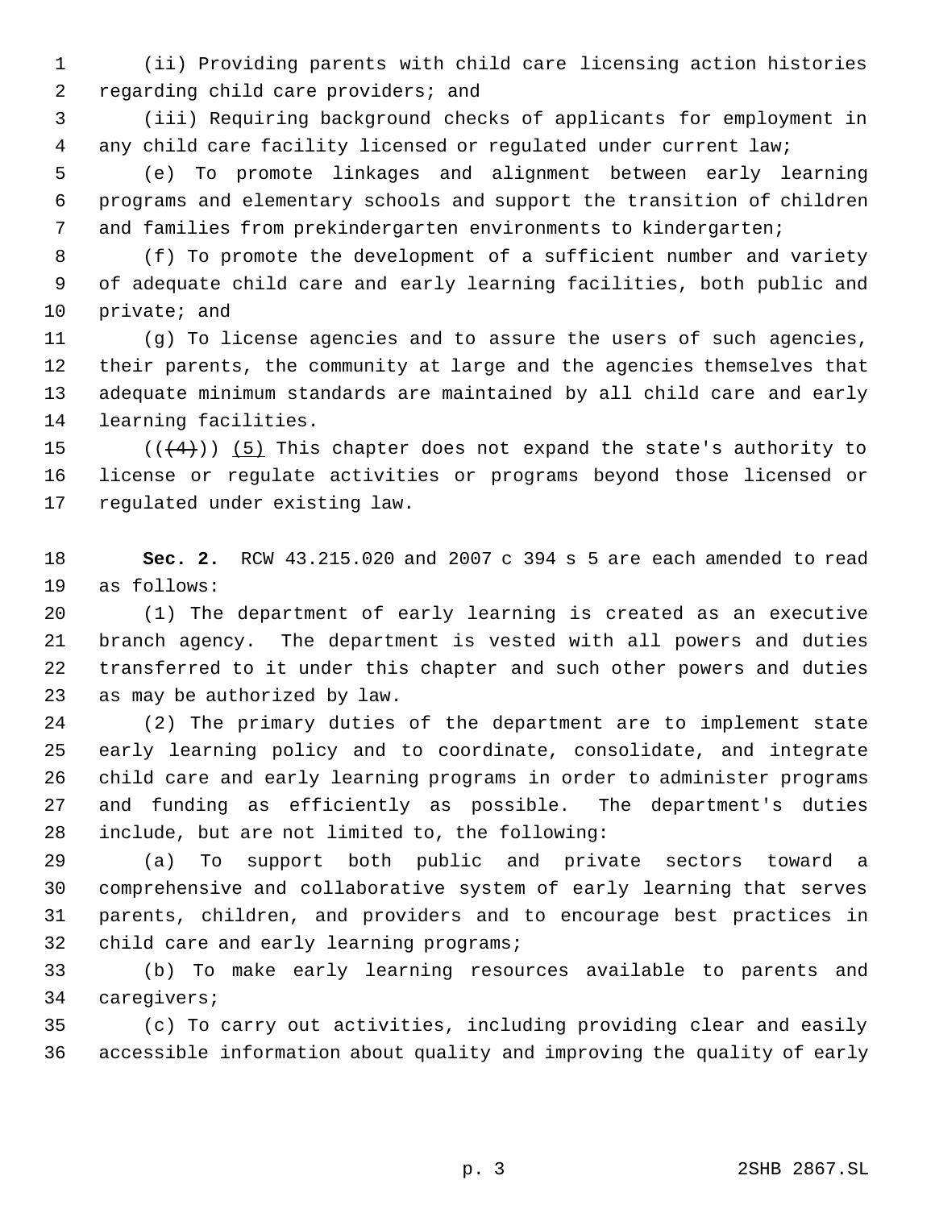(ii) Providing parents with child care licensing action histories regarding child care providers; and

(iii) Requiring background checks of applicants for employment in any child care facility licensed or regulated under current law;

(e) To promote linkages and alignment between early learning programs and elementary schools and support the transition of children and families from prekindergarten environments to kindergarten;

(f) To promote the development of a sufficient number and variety of adequate child care and early learning facilities, both public and private; and

(g) To license agencies and to assure the users of such agencies, their parents, the community at large and the agencies themselves that adequate minimum standards are maintained by all child care and early learning facilities.

((~~(4)~~)) (5) This chapter does not expand the state's authority to license or regulate activities or programs beyond those licensed or regulated under existing law.

**Sec. 2.** RCW 43.215.020 and 2007 c 394 s 5 are each amended to read as follows:

(1) The department of early learning is created as an executive branch agency. The department is vested with all powers and duties transferred to it under this chapter and such other powers and duties as may be authorized by law.

(2) The primary duties of the department are to implement state early learning policy and to coordinate, consolidate, and integrate child care and early learning programs in order to administer programs and funding as efficiently as possible. The department's duties include, but are not limited to, the following:

(a) To support both public and private sectors toward a comprehensive and collaborative system of early learning that serves parents, children, and providers and to encourage best practices in child care and early learning programs;

(b) To make early learning resources available to parents and caregivers;

(c) To carry out activities, including providing clear and easily accessible information about quality and improving the quality of early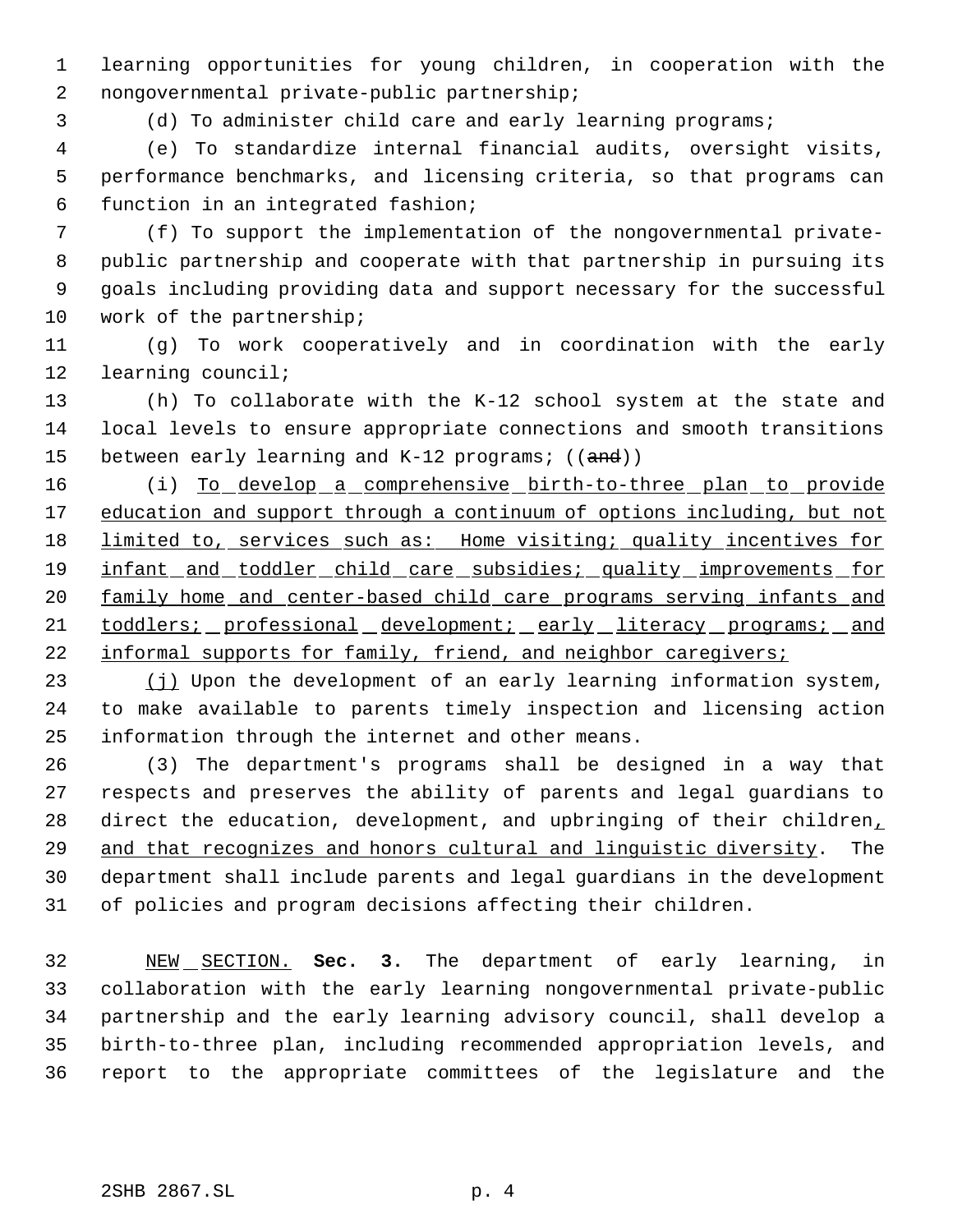learning opportunities for young children, in cooperation with the nongovernmental private-public partnership;

(d) To administer child care and early learning programs;

(e) To standardize internal financial audits, oversight visits, performance benchmarks, and licensing criteria, so that programs can function in an integrated fashion;

(f) To support the implementation of the nongovernmental private-public partnership and cooperate with that partnership in pursuing its goals including providing data and support necessary for the successful work of the partnership;

(g) To work cooperatively and in coordination with the early learning council;

(h) To collaborate with the K-12 school system at the state and local levels to ensure appropriate connections and smooth transitions between early learning and K-12 programs; ((~~and~~))

(i) <u>To develop a comprehensive birth-to-three plan to provide education and support through a continuum of options including, but not limited to, services such as: Home visiting; quality incentives for infant and toddler child care subsidies; quality improvements for family home and center-based child care programs serving infants and toddlers; professional development; early literacy programs; and informal supports for family, friend, and neighbor caregivers;</u>

<u>(j)</u> Upon the development of an early learning information system, to make available to parents timely inspection and licensing action information through the internet and other means.

(3) The department's programs shall be designed in a way that respects and preserves the ability of parents and legal guardians to direct the education, development, and upbringing of their children<u>, and that recognizes and honors cultural and linguistic diversity</u>. The department shall include parents and legal guardians in the development of policies and program decisions affecting their children.

<u>NEW SECTION.</u> **Sec. 3.** The department of early learning, in collaboration with the early learning nongovernmental private-public partnership and the early learning advisory council, shall develop a birth-to-three plan, including recommended appropriation levels, and report to the appropriate committees of the legislature and the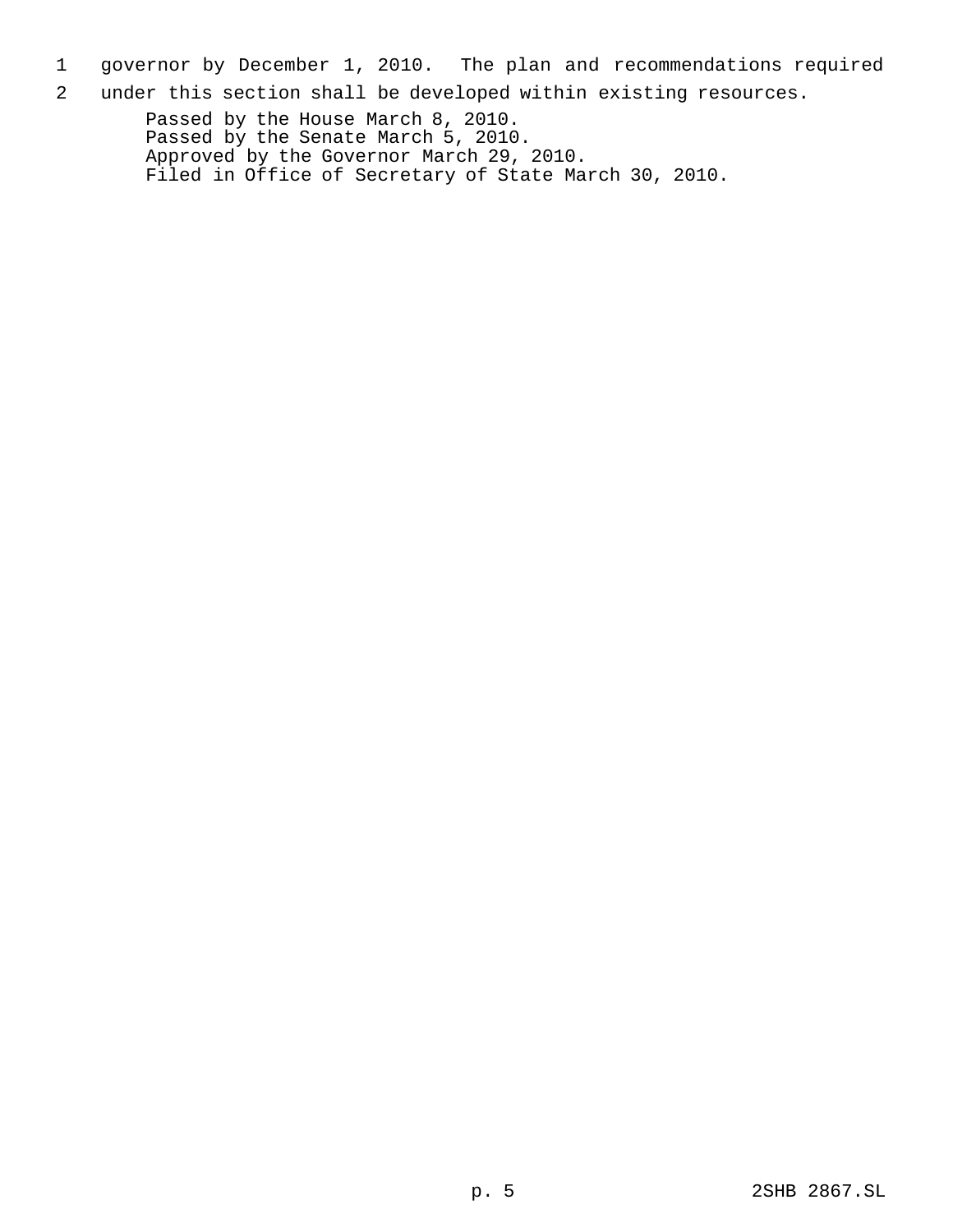governor by December 1, 2010. The plan and recommendations required under this section shall be developed within existing resources.

Passed by the House March 8, 2010.
Passed by the Senate March 5, 2010.
Approved by the Governor March 29, 2010.
Filed in Office of Secretary of State March 30, 2010.